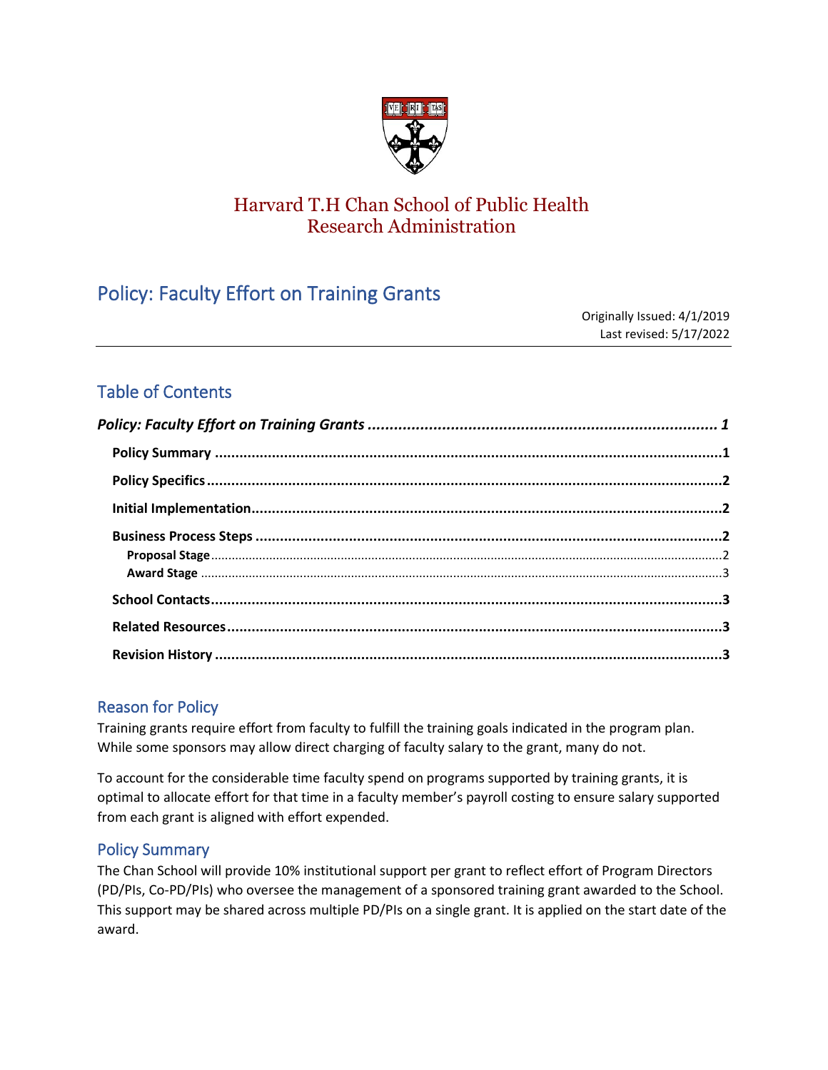Harvard T.H Chan School of Public Health
Research Administration

# Policy: Faculty Effort on Training Grants

Originally Issued: 4/1/2019
Last revised: 5/17/2022

## Table of Contents

***Policy: Faculty Effort on Training Grants*** ........................................ ***1***

- **Policy Summary** ........................................ **1**
- **Policy Specifics** ........................................ **2**
- **Initial Implementation** ........................................ **2**
- **Business Process Steps** ........................................ **2**
  - **Proposal Stage** ........................................ 2
  - **Award Stage** ........................................ 3
- **School Contacts** ........................................ **3**
- **Related Resources** ........................................ **3**
- **Revision History** ........................................ **3**

## Reason for Policy

Training grants require effort from faculty to fulfill the training goals indicated in the program plan. While some sponsors may allow direct charging of faculty salary to the grant, many do not.

To account for the considerable time faculty spend on programs supported by training grants, it is optimal to allocate effort for that time in a faculty member's payroll costing to ensure salary supported from each grant is aligned with effort expended.

## Policy Summary

The Chan School will provide 10% institutional support per grant to reflect effort of Program Directors (PD/PIs, Co-PD/PIs) who oversee the management of a sponsored training grant awarded to the School. This support may be shared across multiple PD/PIs on a single grant. It is applied on the start date of the award.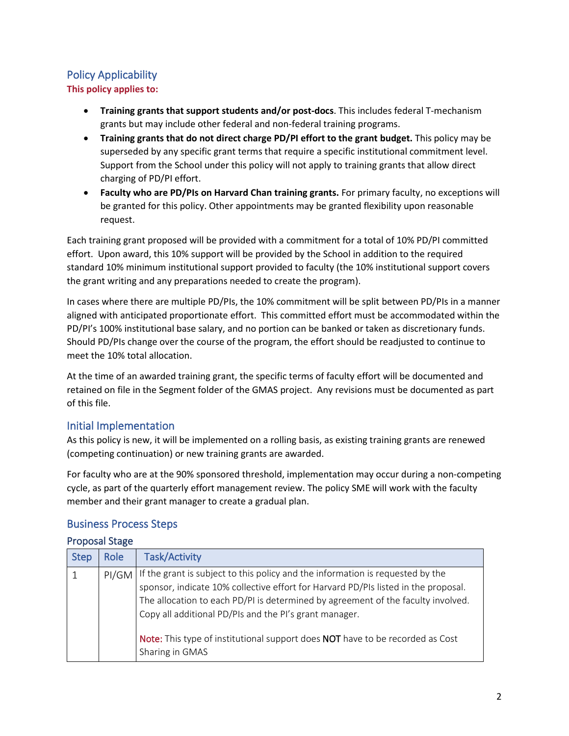## Policy Applicability

**This policy applies to:**

- **Training grants that support students and/or post-docs**. This includes federal T-mechanism grants but may include other federal and non-federal training programs.
- **Training grants that do not direct charge PD/PI effort to the grant budget.** This policy may be superseded by any specific grant terms that require a specific institutional commitment level. Support from the School under this policy will not apply to training grants that allow direct charging of PD/PI effort.
- **Faculty who are PD/PIs on Harvard Chan training grants.** For primary faculty, no exceptions will be granted for this policy. Other appointments may be granted flexibility upon reasonable request.

Each training grant proposed will be provided with a commitment for a total of 10% PD/PI committed effort. Upon award, this 10% support will be provided by the School in addition to the required standard 10% minimum institutional support provided to faculty (the 10% institutional support covers the grant writing and any preparations needed to create the program).

In cases where there are multiple PD/PIs, the 10% commitment will be split between PD/PIs in a manner aligned with anticipated proportionate effort. This committed effort must be accommodated within the PD/PI's 100% institutional base salary, and no portion can be banked or taken as discretionary funds. Should PD/PIs change over the course of the program, the effort should be readjusted to continue to meet the 10% total allocation.

At the time of an awarded training grant, the specific terms of faculty effort will be documented and retained on file in the Segment folder of the GMAS project. Any revisions must be documented as part of this file.

## Initial Implementation

As this policy is new, it will be implemented on a rolling basis, as existing training grants are renewed (competing continuation) or new training grants are awarded.

For faculty who are at the 90% sponsored threshold, implementation may occur during a non-competing cycle, as part of the quarterly effort management review. The policy SME will work with the faculty member and their grant manager to create a gradual plan.

## Business Process Steps

### Proposal Stage

| Step | Role | Task/Activity |
|---|---|---|
| 1 | PI/GM | If the grant is subject to this policy and the information is requested by the sponsor, indicate 10% collective effort for Harvard PD/PIs listed in the proposal. The allocation to each PD/PI is determined by agreement of the faculty involved. Copy all additional PD/PIs and the PI's grant manager.<br><br>Note: This type of institutional support does NOT have to be recorded as Cost Sharing in GMAS |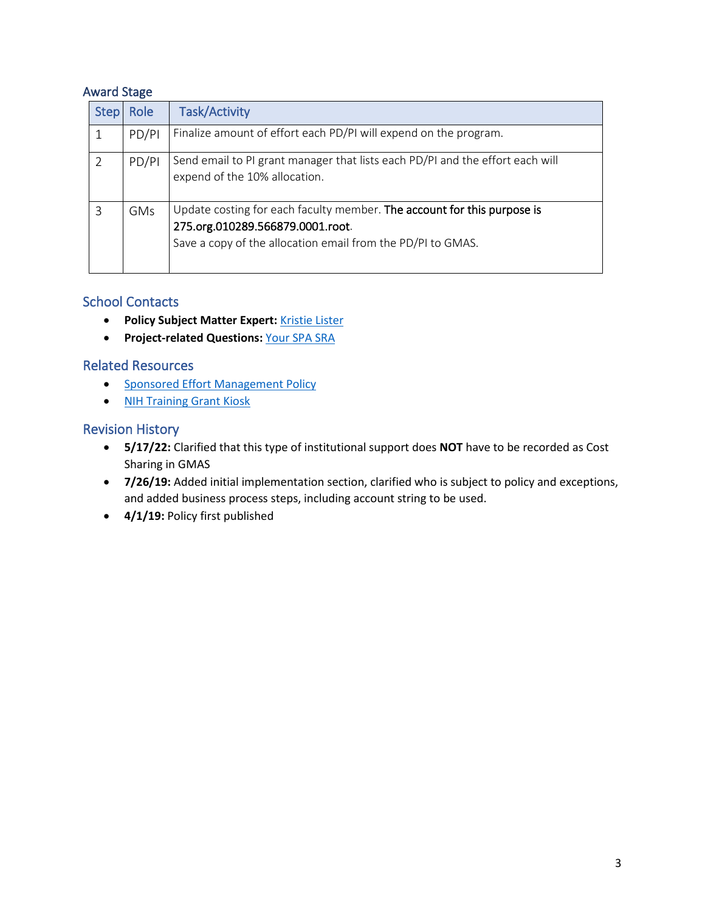## Award Stage

| Step | Role | Task/Activity |
|---|---|---|
| 1 | PD/PI | Finalize amount of effort each PD/PI will expend on the program. |
| 2 | PD/PI | Send email to PI grant manager that lists each PD/PI and the effort each will expend of the 10% allocation. |
| 3 | GMs | Update costing for each faculty member. The account for this purpose is 275.org.010289.566879.0001.root. Save a copy of the allocation email from the PD/PI to GMAS. |

## School Contacts

- **Policy Subject Matter Expert:** Kristie Lister
- **Project-related Questions:** Your SPA SRA

## Related Resources

- Sponsored Effort Management Policy
- NIH Training Grant Kiosk

## Revision History

- **5/17/22:** Clarified that this type of institutional support does **NOT** have to be recorded as Cost Sharing in GMAS
- **7/26/19:** Added initial implementation section, clarified who is subject to policy and exceptions, and added business process steps, including account string to be used.
- **4/1/19:** Policy first published